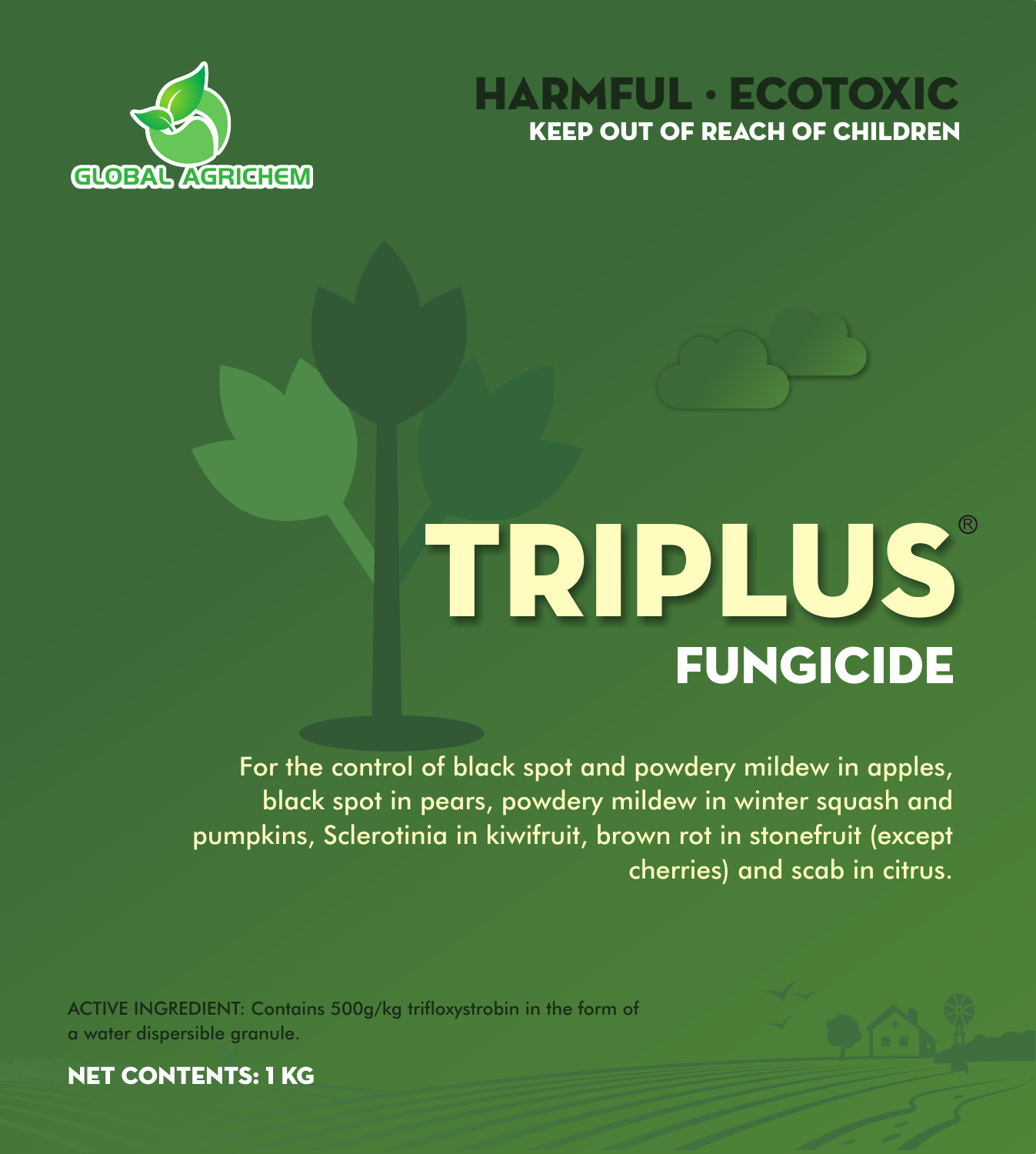GLOBAL AGRICHEM

**HARMFUL · ECOTOXIC**
**KEEP OUT OF REACH OF CHILDREN**

# TRIPLUS®

## FUNGICIDE

For the control of black spot and powdery mildew in apples, black spot in pears, powdery mildew in winter squash and pumpkins, Sclerotinia in kiwifruit, brown rot in stonefruit (except cherries) and scab in citrus.

ACTIVE INGREDIENT: Contains 500g/kg trifloxystrobin in the form of a water dispersible granule.

**NET CONTENTS: 1 KG**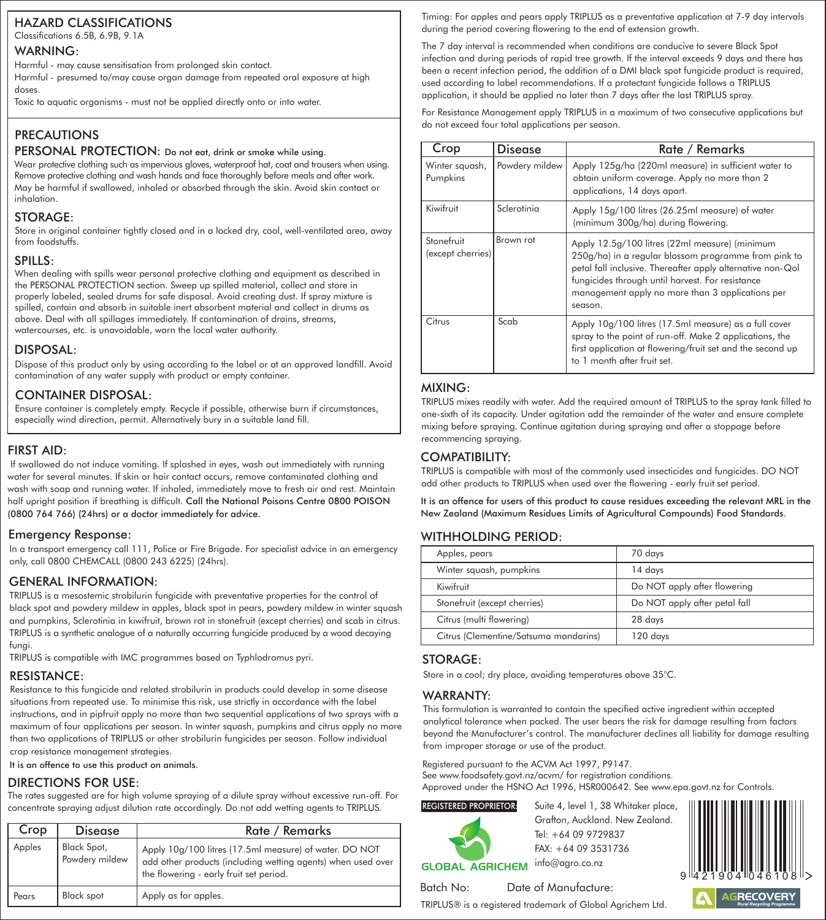## HAZARD CLASSIFICATIONS

Classifications 6.5B, 6.9B, 9.1A

### WARNING:

Harmful - may cause sensitisation from prolonged skin contact.
Harmful - presumed to/may cause organ damage from repeated oral exposure at high doses.
Toxic to aquatic organisms - must not be applied directly onto or into water.

## PRECAUTIONS

### PERSONAL PROTECTION: Do not eat, drink or smoke while using.

Wear protective clothing such as impervious gloves, waterproof hat, coat and trousers when using. Remove protective clothing and wash hands and face thoroughly before meals and after work. May be harmful if swallowed, inhaled or absorbed through the skin. Avoid skin contact or inhalation.

### STORAGE:

Store in original container tightly closed and in a locked dry, cool, well-ventilated area, away from foodstuffs.

### SPILLS:

When dealing with spills wear personal protective clothing and equipment as described in the PERSONAL PROTECTION section. Sweep up spilled material, collect and store in properly labeled, sealed drums for safe disposal. Avoid creating dust. If spray mixture is spilled, contain and absorb in suitable inert absorbent material and collect in drums as above. Deal with all spillages immediately. If contamination of drains, streams, watercourses, etc. is unavoidable, warn the local water authority.

### DISPOSAL:

Dispose of this product only by using according to the label or at an approved landfill. Avoid contamination of any water supply with product or empty container.

### CONTAINER DISPOSAL:

Ensure container is completely empty. Recycle if possible, otherwise burn if circumstances, especially wind direction, permit. Alternatively bury in a suitable land fill.

## FIRST AID:

If swallowed do not induce vomiting. If splashed in eyes, wash out immediately with running water for several minutes. If skin or hair contact occurs, remove contaminated clothing and wash with soap and running water. If inhaled, immediately move to fresh air and rest. Maintain half upright position if breathing is difficult. Call the National Poisons Centre 0800 POISON (0800 764 766) (24hrs) or a doctor immediately for advice.

## Emergency Response:

In a transport emergency call 111, Police or Fire Brigade. For specialist advice in an emergency only, call 0800 CHEMCALL (0800 243 6225) (24hrs).

## GENERAL INFORMATION:

TRIPLUS is a mesostemic strobilurin fungicide with preventative properties for the control of black spot and powdery mildew in apples, black spot in pears, powdery mildew in winter squash and pumpkins, Sclerotinia in kiwifruit, brown rot in stonefruit (except cherries) and scab in citrus. TRIPLUS is a synthetic analogue of a naturally occurring fungicide produced by a wood decaying fungi.
TRIPLUS is compatible with IMC programmes based on Typhlodromus pyri.

## RESISTANCE:

Resistance to this fungicide and related strobilurin in products could develop in some disease situations from repeated use. To minimise this risk, use strictly in accordance with the label instructions, and in pipfruit apply no more than two sequential applications of two sprays with a maximum of four applications per season. In winter squash, pumpkins and citrus apply no more than two applications of TRIPLUS or other strobilurin fungicides per season. Follow individual crop resistance management strategies.

It is an offence to use this product on animals.

## DIRECTIONS FOR USE:

The rates suggested are for high volume spraying of a dilute spray without excessive run-off. For concentrate spraying adjust dilution rate accordingly. Do not add wetting agents to TRIPLUS.

| Crop | Disease | Rate / Remarks |
|---|---|---|
| Apples | Black Spot, Powdery mildew | Apply 10g/100 litres (17.5ml measure) of water. DO NOT add other products (including wetting agents) when used over the flowering - early fruit set period. |
| Pears | Black spot | Apply as for apples. |

Timing: For apples and pears apply TRIPLUS as a preventative application at 7-9 day intervals during the period covering flowering to the end of extension growth.

The 7 day interval is recommended when conditions are conducive to severe Black Spot infection and during periods of rapid tree growth. If the interval exceeds 9 days and there has been a recent infection period, the addition of a DMI black spot fungicide product is required, used according to label recommendations. If a protectant fungicide follows a TRIPLUS application, it should be applied no later than 7 days after the last TRIPLUS spray.

For Resistance Management apply TRIPLUS in a maximum of two consecutive applications but do not exceed four total applications per season.

| Crop | Disease | Rate / Remarks |
|---|---|---|
| Winter squash, Pumpkins | Powdery mildew | Apply 125g/ha (220ml measure) in sufficient water to obtain uniform coverage. Apply no more than 2 applications, 14 days apart. |
| Kiwifruit | Sclerotinia | Apply 15g/100 litres (26.25ml measure) of water (minimum 300g/ha) during flowering. |
| Stonefruit (except cherries) | Brown rot | Apply 12.5g/100 litres (22ml measure) (minimum 250g/ha) in a regular blossom programme from pink to petal fall inclusive. Thereafter apply alternative non-QoI fungicides through until harvest. For resistance management apply no more than 3 applications per season. |
| Citrus | Scab | Apply 10g/100 litres (17.5ml measure) as a full cover spray to the point of run-off. Make 2 applications, the first application at flowering/fruit set and the second up to 1 month after fruit set. |

## MIXING:

TRIPLUS mixes readily with water. Add the required amount of TRIPLUS to the spray tank filled to one-sixth of its capacity. Under agitation add the remainder of the water and ensure complete mixing before spraying. Continue agitation during spraying and after a stoppage before recommencing spraying.

## COMPATIBILITY:

TRIPLUS is compatible with most of the commonly used insecticides and fungicides. DO NOT add other products to TRIPLUS when used over the flowering - early fruit set period.

It is an offence for users of this product to cause residues exceeding the relevant MRL in the New Zealand (Maximum Residues Limits of Agricultural Compounds) Food Standards.

## WITHHOLDING PERIOD:

| | |
|---|---|
| Apples, pears | 70 days |
| Winter squash, pumpkins | 14 days |
| Kiwifruit | Do NOT apply after flowering |
| Stonefruit (except cherries) | Do NOT apply after petal fall |
| Citrus (multi flowering) | 28 days |
| Citrus (Clementine/Satsuma mandarins) | 120 days |

## STORAGE:

Store in a cool; dry place, avoiding temperatures above 35°C.

## WARRANTY:

This formulation is warranted to contain the specified active ingredient within accepted analytical tolerance when packed. The user bears the risk for damage resulting from factors beyond the Manufacturer's control. The manufacturer declines all liability for damage resulting from improper storage or use of the product.

Registered pursuant to the ACVM Act 1997, P9147.
See www.foodsafety.govt.nz/acvm/ for registration conditions.
Approved under the HSNO Act 1996, HSR000642. See www.epa.govt.nz for Controls.

REGISTERED PROPRIETOR:

GLOBAL AGRICHEM

Suite 4, level 1, 38 Whitaker place,
Grafton, Auckland. New Zealand.
Tel: +64 09 9729837
FAX: +64 09 3531736
info@agro.co.nz

9 421904 046108

Batch No: Date of Manufacture:

TRIPLUS® is a registered trademark of Global Agrichem Ltd.

AGRECOVERY Rural Recycling Programme